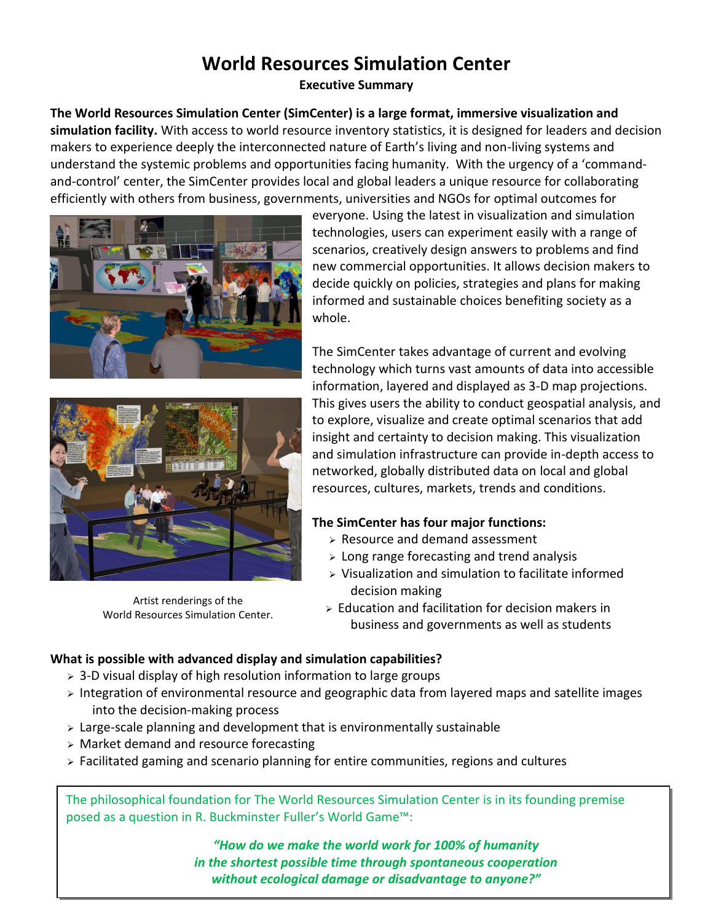# World Resources Simulation Center

**Executive Summary**

**The World Resources Simulation Center (SimCenter) is a large format, immersive visualization and simulation facility.** With access to world resource inventory statistics, it is designed for leaders and decision makers to experience deeply the interconnected nature of Earth's living and non-living systems and understand the systemic problems and opportunities facing humanity. With the urgency of a 'command-and-control' center, the SimCenter provides local and global leaders a unique resource for collaborating efficiently with others from business, governments, universities and NGOs for optimal outcomes for everyone. Using the latest in visualization and simulation technologies, users can experiment easily with a range of scenarios, creatively design answers to problems and find new commercial opportunities. It allows decision makers to decide quickly on policies, strategies and plans for making informed and sustainable choices benefiting society as a whole.

The SimCenter takes advantage of current and evolving technology which turns vast amounts of data into accessible information, layered and displayed as 3-D map projections. This gives users the ability to conduct geospatial analysis, and to explore, visualize and create optimal scenarios that add insight and certainty to decision making. This visualization and simulation infrastructure can provide in-depth access to networked, globally distributed data on local and global resources, cultures, markets, trends and conditions.

Artist renderings of the World Resources Simulation Center.

**The SimCenter has four major functions:**

- Resource and demand assessment
- Long range forecasting and trend analysis
- Visualization and simulation to facilitate informed decision making
- Education and facilitation for decision makers in business and governments as well as students

**What is possible with advanced display and simulation capabilities?**

- 3-D visual display of high resolution information to large groups
- Integration of environmental resource and geographic data from layered maps and satellite images into the decision-making process
- Large-scale planning and development that is environmentally sustainable
- Market demand and resource forecasting
- Facilitated gaming and scenario planning for entire communities, regions and cultures

The philosophical foundation for The World Resources Simulation Center is in its founding premise posed as a question in R. Buckminster Fuller's World Game™:

> ***"How do we make the world work for 100% of humanity in the shortest possible time through spontaneous cooperation without ecological damage or disadvantage to anyone?"***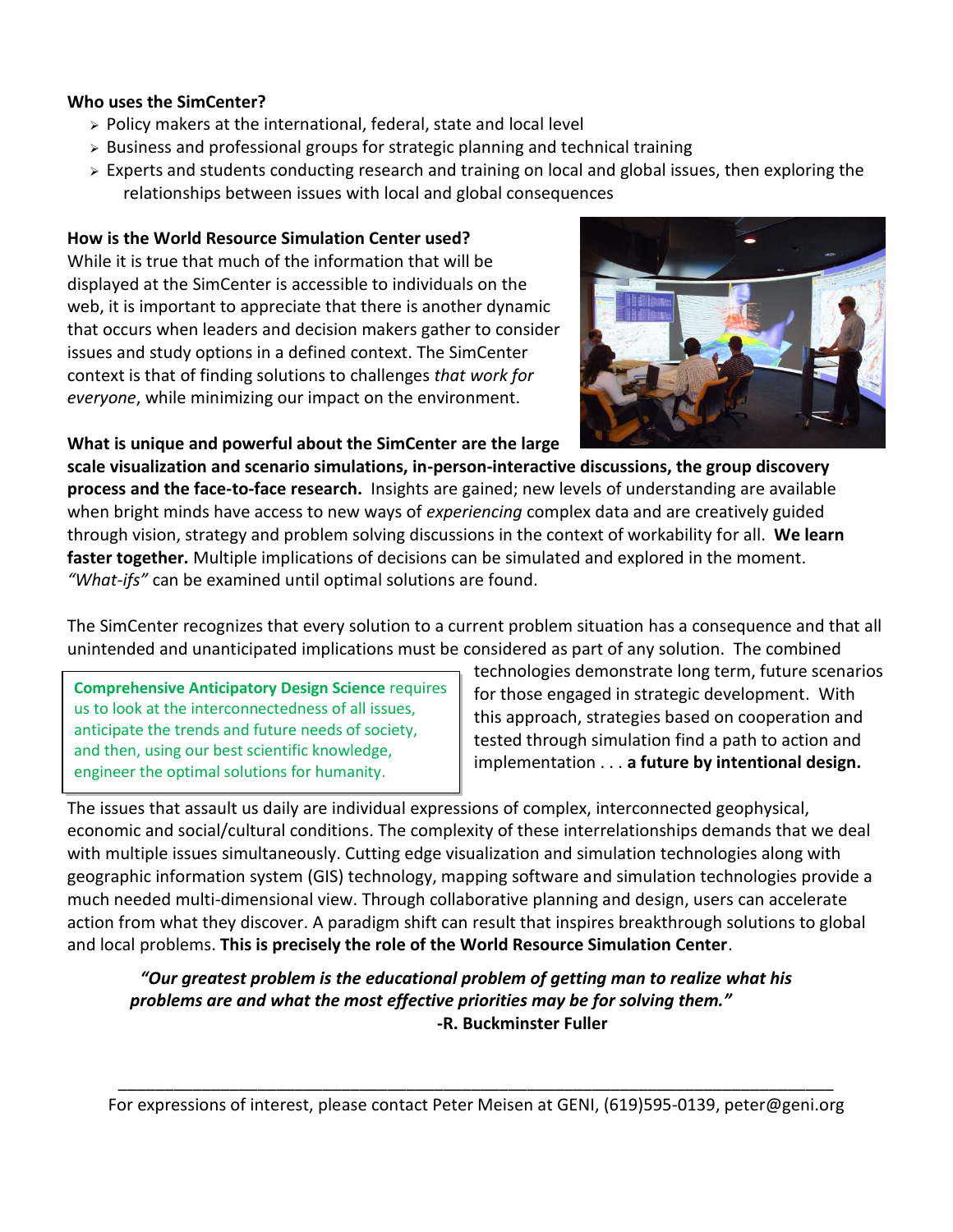**Who uses the SimCenter?**

- Policy makers at the international, federal, state and local level
- Business and professional groups for strategic planning and technical training
- Experts and students conducting research and training on local and global issues, then exploring the relationships between issues with local and global consequences

**How is the World Resource Simulation Center used?**

While it is true that much of the information that will be displayed at the SimCenter is accessible to individuals on the web, it is important to appreciate that there is another dynamic that occurs when leaders and decision makers gather to consider issues and study options in a defined context. The SimCenter context is that of finding solutions to challenges *that work for everyone*, while minimizing our impact on the environment.

**What is unique and powerful about the SimCenter are the large scale visualization and scenario simulations, in-person-interactive discussions, the group discovery process and the face-to-face research.** Insights are gained; new levels of understanding are available when bright minds have access to new ways of *experiencing* complex data and are creatively guided through vision, strategy and problem solving discussions in the context of workability for all. **We learn faster together.** Multiple implications of decisions can be simulated and explored in the moment. *"What-ifs"* can be examined until optimal solutions are found.

The SimCenter recognizes that every solution to a current problem situation has a consequence and that all unintended and unanticipated implications must be considered as part of any solution. The combined technologies demonstrate long term, future scenarios for those engaged in strategic development. With this approach, strategies based on cooperation and tested through simulation find a path to action and implementation . . . **a future by intentional design.**

> **Comprehensive Anticipatory Design Science** requires us to look at the interconnectedness of all issues, anticipate the trends and future needs of society, and then, using our best scientific knowledge, engineer the optimal solutions for humanity.

The issues that assault us daily are individual expressions of complex, interconnected geophysical, economic and social/cultural conditions. The complexity of these interrelationships demands that we deal with multiple issues simultaneously. Cutting edge visualization and simulation technologies along with geographic information system (GIS) technology, mapping software and simulation technologies provide a much needed multi-dimensional view. Through collaborative planning and design, users can accelerate action from what they discover. A paradigm shift can result that inspires breakthrough solutions to global and local problems. **This is precisely the role of the World Resource Simulation Center**.

***"Our greatest problem is the educational problem of getting man to realize what his problems are and what the most effective priorities may be for solving them."***

**-R. Buckminster Fuller**

---

For expressions of interest, please contact Peter Meisen at GENI, (619)595-0139, peter@geni.org